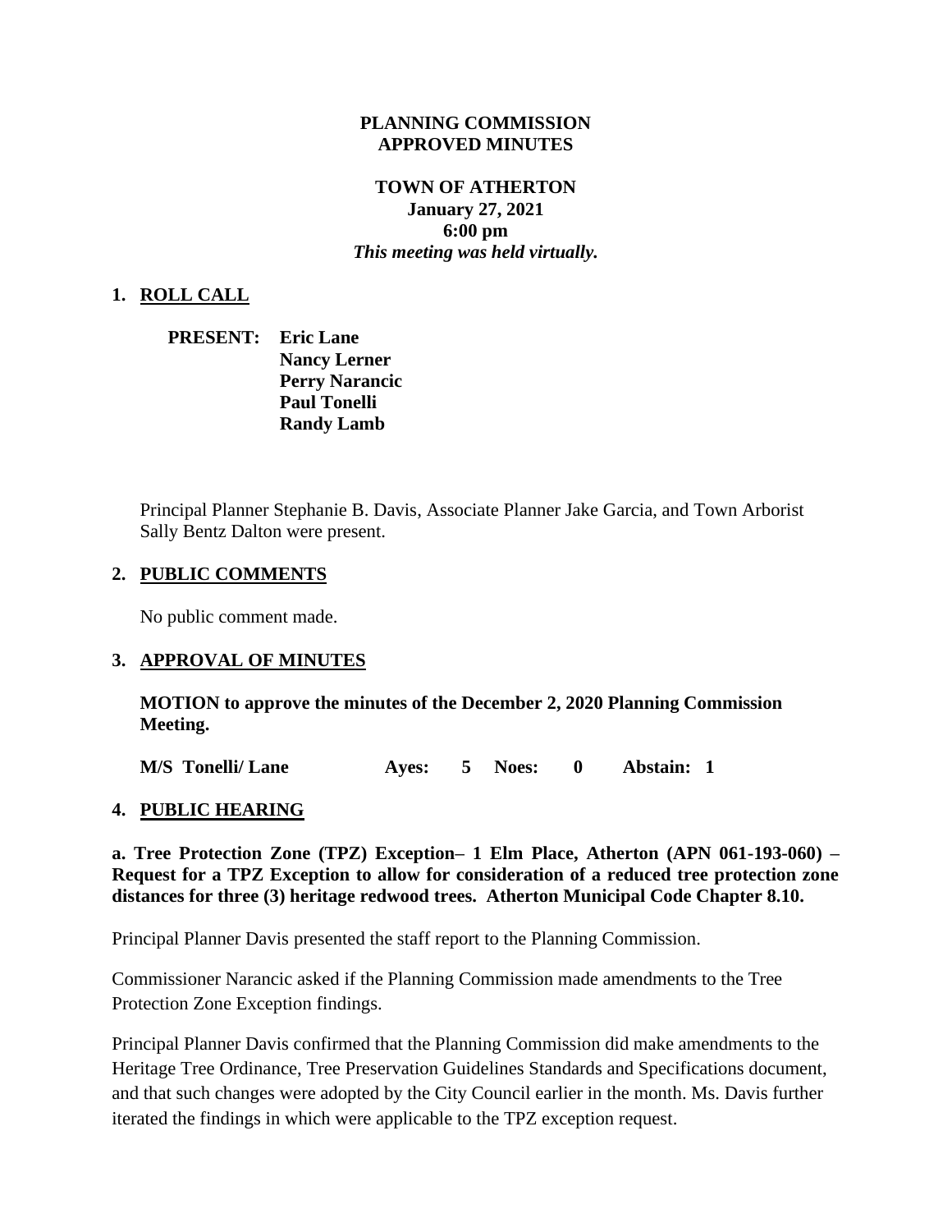**PLANNING COMMISSION**
**APPROVED MINUTES**

**TOWN OF ATHERTON**
**January 27, 2021**
**6:00 pm**
***This meeting was held virtually.***

## 1. ROLL CALL

**PRESENT:** **Eric Lane**
**Nancy Lerner**
**Perry Narancic**
**Paul Tonelli**
**Randy Lamb**

Principal Planner Stephanie B. Davis, Associate Planner Jake Garcia, and Town Arborist Sally Bentz Dalton were present.

## 2. PUBLIC COMMENTS

No public comment made.

## 3. APPROVAL OF MINUTES

**MOTION to approve the minutes of the December 2, 2020 Planning Commission Meeting.**

**M/S Tonelli/ Lane Ayes: 5 Noes: 0 Abstain: 1**

## 4. PUBLIC HEARING

**a. Tree Protection Zone (TPZ) Exception– 1 Elm Place, Atherton (APN 061-193-060) – Request for a TPZ Exception to allow for consideration of a reduced tree protection zone distances for three (3) heritage redwood trees. Atherton Municipal Code Chapter 8.10.**

Principal Planner Davis presented the staff report to the Planning Commission.

Commissioner Narancic asked if the Planning Commission made amendments to the Tree Protection Zone Exception findings.

Principal Planner Davis confirmed that the Planning Commission did make amendments to the Heritage Tree Ordinance, Tree Preservation Guidelines Standards and Specifications document, and that such changes were adopted by the City Council earlier in the month. Ms. Davis further iterated the findings in which were applicable to the TPZ exception request.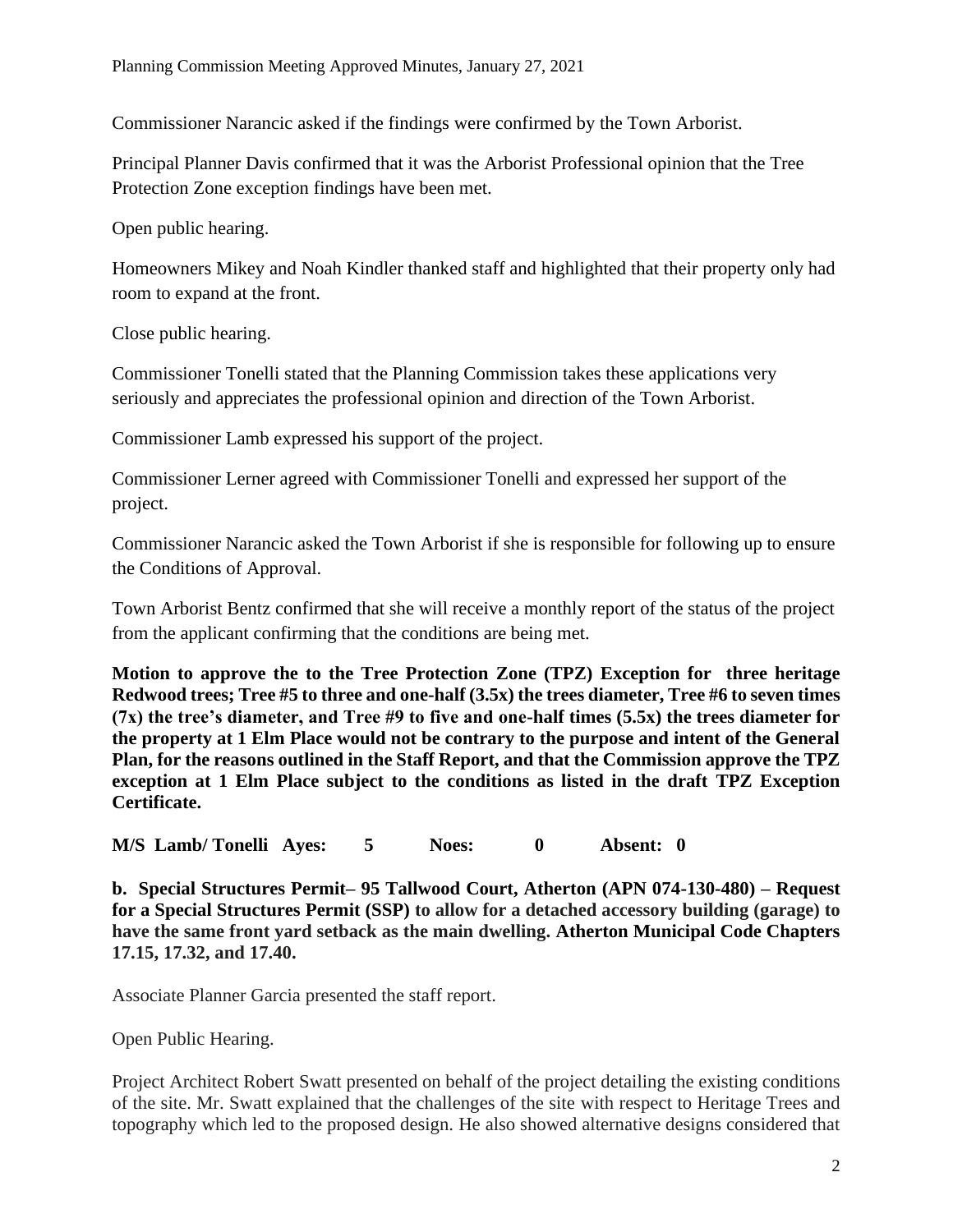Commissioner Narancic asked if the findings were confirmed by the Town Arborist.

Principal Planner Davis confirmed that it was the Arborist Professional opinion that the Tree Protection Zone exception findings have been met.

Open public hearing.

Homeowners Mikey and Noah Kindler thanked staff and highlighted that their property only had room to expand at the front.

Close public hearing.

Commissioner Tonelli stated that the Planning Commission takes these applications very seriously and appreciates the professional opinion and direction of the Town Arborist.

Commissioner Lamb expressed his support of the project.

Commissioner Lerner agreed with Commissioner Tonelli and expressed her support of the project.

Commissioner Narancic asked the Town Arborist if she is responsible for following up to ensure the Conditions of Approval.

Town Arborist Bentz confirmed that she will receive a monthly report of the status of the project from the applicant confirming that the conditions are being met.

**Motion to approve the to the Tree Protection Zone (TPZ) Exception for three heritage Redwood trees; Tree #5 to three and one-half (3.5x) the trees diameter, Tree #6 to seven times (7x) the tree's diameter, and Tree #9 to five and one-half times (5.5x) the trees diameter for the property at 1 Elm Place would not be contrary to the purpose and intent of the General Plan, for the reasons outlined in the Staff Report, and that the Commission approve the TPZ exception at 1 Elm Place subject to the conditions as listed in the draft TPZ Exception Certificate.**

**M/S Lamb/ Tonelli Ayes: 5 Noes: 0 Absent: 0**

**b. Special Structures Permit– 95 Tallwood Court, Atherton (APN 074-130-480) – Request for a Special Structures Permit (SSP) to allow for a detached accessory building (garage) to have the same front yard setback as the main dwelling. Atherton Municipal Code Chapters 17.15, 17.32, and 17.40.**

Associate Planner Garcia presented the staff report.

Open Public Hearing.

Project Architect Robert Swatt presented on behalf of the project detailing the existing conditions of the site. Mr. Swatt explained that the challenges of the site with respect to Heritage Trees and topography which led to the proposed design. He also showed alternative designs considered that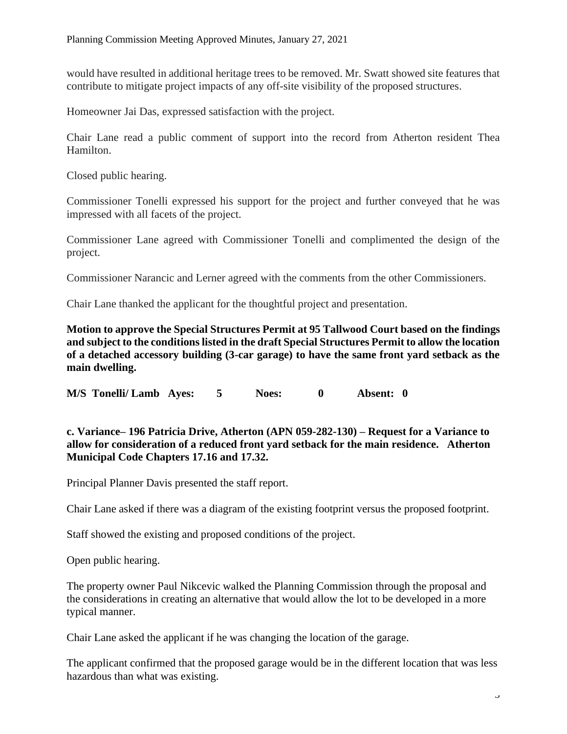would have resulted in additional heritage trees to be removed. Mr. Swatt showed site features that contribute to mitigate project impacts of any off-site visibility of the proposed structures.

Homeowner Jai Das, expressed satisfaction with the project.

Chair Lane read a public comment of support into the record from Atherton resident Thea Hamilton.

Closed public hearing.

Commissioner Tonelli expressed his support for the project and further conveyed that he was impressed with all facets of the project.

Commissioner Lane agreed with Commissioner Tonelli and complimented the design of the project.

Commissioner Narancic and Lerner agreed with the comments from the other Commissioners.

Chair Lane thanked the applicant for the thoughtful project and presentation.

**Motion to approve the Special Structures Permit at 95 Tallwood Court based on the findings and subject to the conditions listed in the draft Special Structures Permit to allow the location of a detached accessory building (3-car garage) to have the same front yard setback as the main dwelling.**

**M/S Tonelli/ Lamb Ayes: 5 Noes: 0 Absent: 0**

**c. Variance– 196 Patricia Drive, Atherton (APN 059-282-130) – Request for a Variance to allow for consideration of a reduced front yard setback for the main residence. Atherton Municipal Code Chapters 17.16 and 17.32.**

Principal Planner Davis presented the staff report.

Chair Lane asked if there was a diagram of the existing footprint versus the proposed footprint.

Staff showed the existing and proposed conditions of the project.

Open public hearing.

The property owner Paul Nikcevic walked the Planning Commission through the proposal and the considerations in creating an alternative that would allow the lot to be developed in a more typical manner.

Chair Lane asked the applicant if he was changing the location of the garage.

The applicant confirmed that the proposed garage would be in the different location that was less hazardous than what was existing.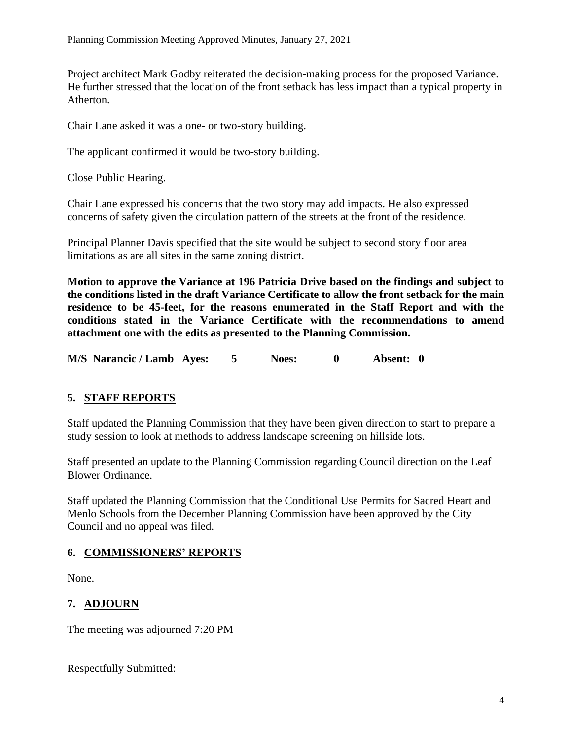Project architect Mark Godby reiterated the decision-making process for the proposed Variance. He further stressed that the location of the front setback has less impact than a typical property in Atherton.

Chair Lane asked it was a one- or two-story building.

The applicant confirmed it would be two-story building.

Close Public Hearing.

Chair Lane expressed his concerns that the two story may add impacts. He also expressed concerns of safety given the circulation pattern of the streets at the front of the residence.

Principal Planner Davis specified that the site would be subject to second story floor area limitations as are all sites in the same zoning district.

**Motion to approve the Variance at 196 Patricia Drive based on the findings and subject to the conditions listed in the draft Variance Certificate to allow the front setback for the main residence to be 45-feet, for the reasons enumerated in the Staff Report and with the conditions stated in the Variance Certificate with the recommendations to amend attachment one with the edits as presented to the Planning Commission.**

**M/S Narancic / Lamb Ayes: 5 Noes: 0 Absent: 0**

## 5. STAFF REPORTS

Staff updated the Planning Commission that they have been given direction to start to prepare a study session to look at methods to address landscape screening on hillside lots.

Staff presented an update to the Planning Commission regarding Council direction on the Leaf Blower Ordinance.

Staff updated the Planning Commission that the Conditional Use Permits for Sacred Heart and Menlo Schools from the December Planning Commission have been approved by the City Council and no appeal was filed.

## 6. COMMISSIONERS' REPORTS

None.

## 7. ADJOURN

The meeting was adjourned 7:20 PM

Respectfully Submitted: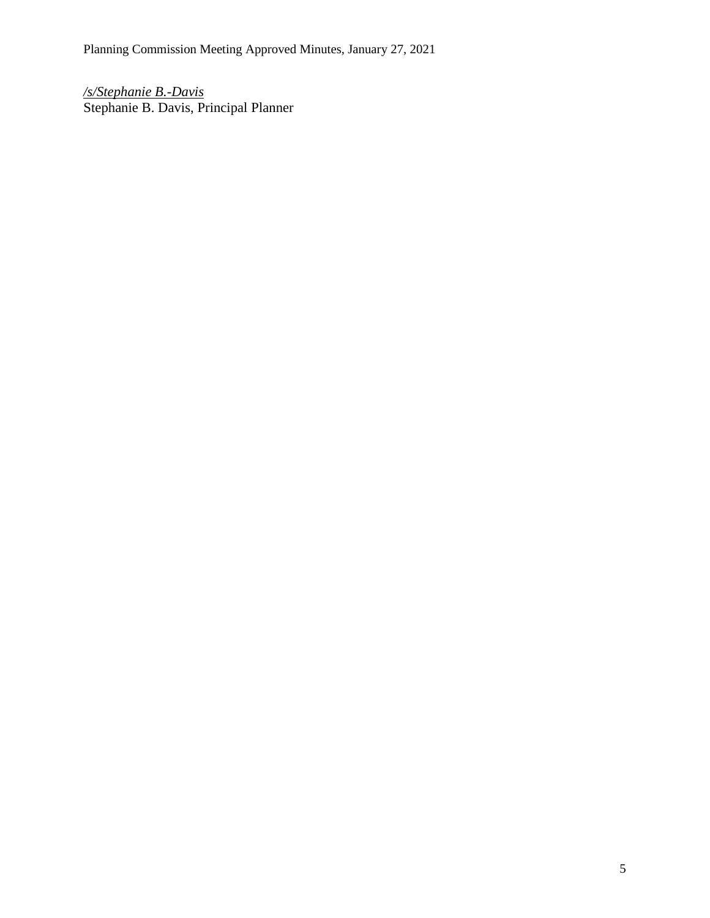*/s/Stephanie B.-Davis*
Stephanie B. Davis, Principal Planner